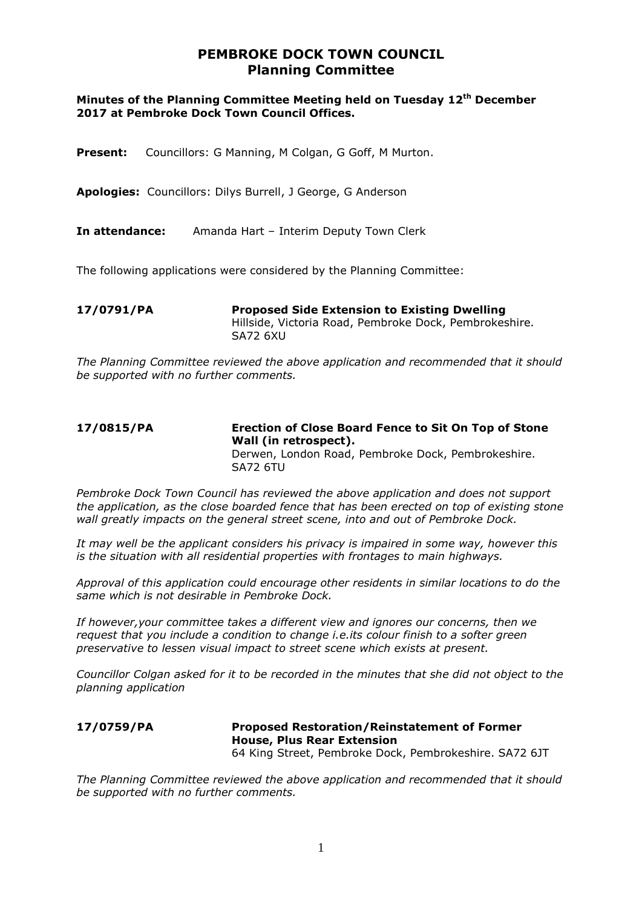# PEMBROKE DOCK TOWN COUNCIL
## Planning Committee

**Minutes of the Planning Committee Meeting held on Tuesday 12th December 2017 at Pembroke Dock Town Council Offices.**

**Present:** Councillors: G Manning, M Colgan, G Goff, M Murton.

**Apologies:** Councillors: Dilys Burrell, J George, G Anderson

**In attendance:** Amanda Hart – Interim Deputy Town Clerk

The following applications were considered by the Planning Committee:

**17/0791/PA** **Proposed Side Extension to Existing Dwelling**
Hillside, Victoria Road, Pembroke Dock, Pembrokeshire. SA72 6XU

*The Planning Committee reviewed the above application and recommended that it should be supported with no further comments.*

**17/0815/PA** **Erection of Close Board Fence to Sit On Top of Stone Wall (in retrospect).**
Derwen, London Road, Pembroke Dock, Pembrokeshire. SA72 6TU

*Pembroke Dock Town Council has reviewed the above application and does not support the application, as the close boarded fence that has been erected on top of existing stone wall greatly impacts on the general street scene, into and out of Pembroke Dock.*

*It may well be the applicant considers his privacy is impaired in some way, however this is the situation with all residential properties with frontages to main highways.*

*Approval of this application could encourage other residents in similar locations to do the same which is not desirable in Pembroke Dock.*

*If however,your committee takes a different view and ignores our concerns, then we request that you include a condition to change i.e.its colour finish to a softer green preservative to lessen visual impact to street scene which exists at present.*

*Councillor Colgan asked for it to be recorded in the minutes that she did not object to the planning application*

**17/0759/PA** **Proposed Restoration/Reinstatement of Former House, Plus Rear Extension**
64 King Street, Pembroke Dock, Pembrokeshire. SA72 6JT

*The Planning Committee reviewed the above application and recommended that it should be supported with no further comments.*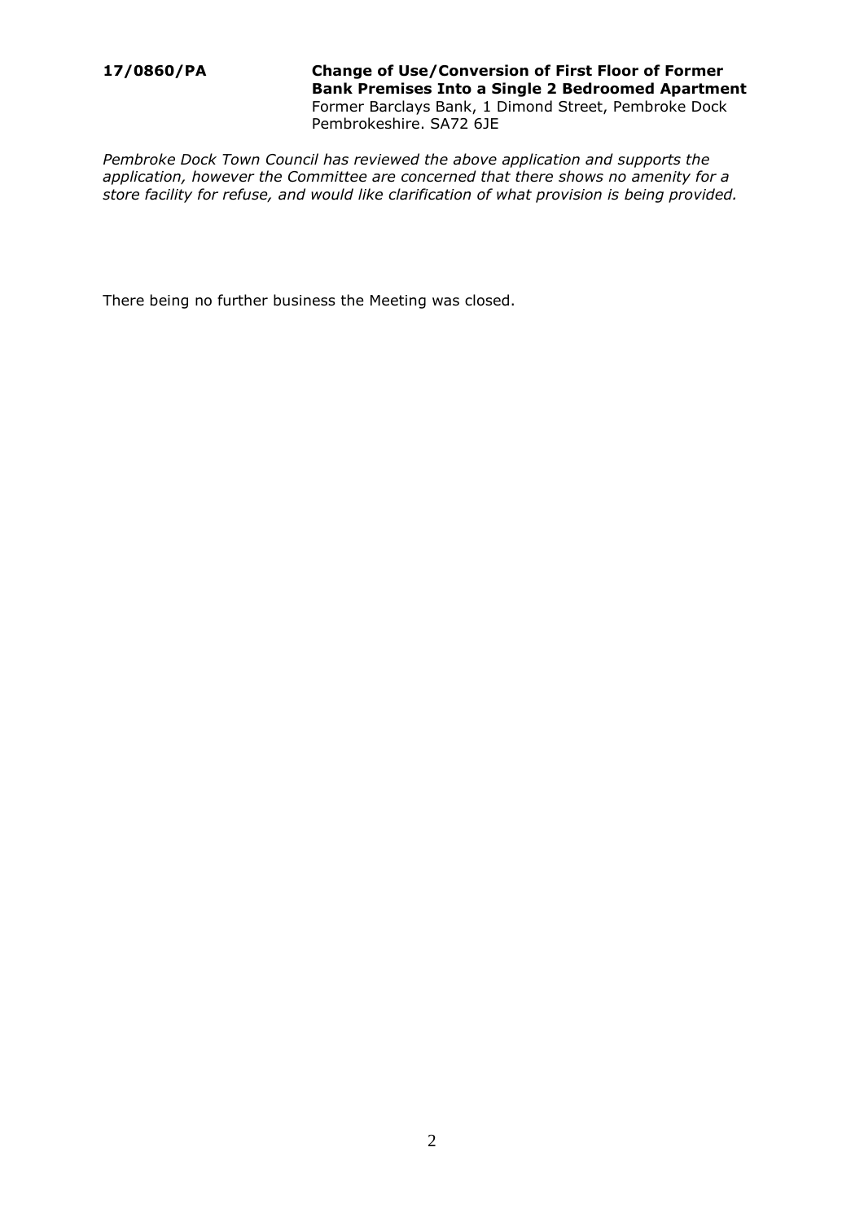**17/0860/PA** **Change of Use/Conversion of First Floor of Former Bank Premises Into a Single 2 Bedroomed Apartment**
Former Barclays Bank, 1 Dimond Street, Pembroke Dock Pembrokeshire. SA72 6JE

*Pembroke Dock Town Council has reviewed the above application and supports the application, however the Committee are concerned that there shows no amenity for a store facility for refuse, and would like clarification of what provision is being provided.*

There being no further business the Meeting was closed.